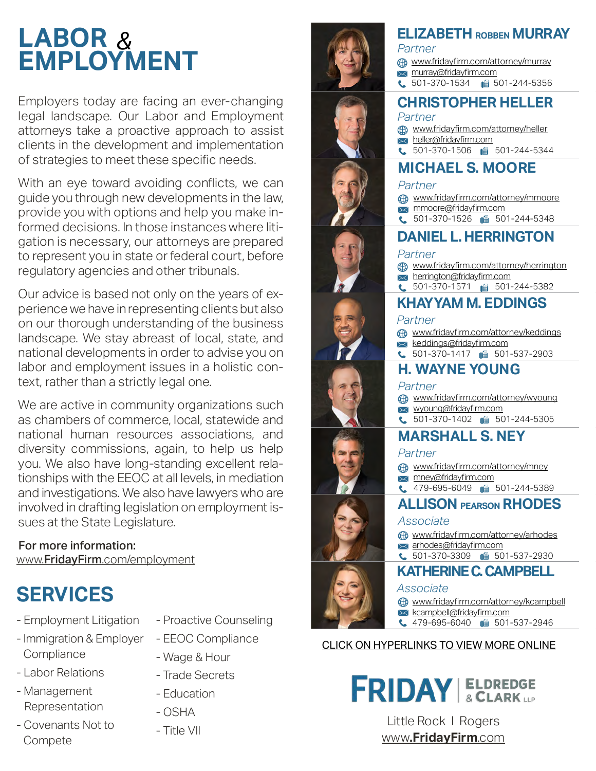# LABOR & EMPLOYMENT

Employers today are facing an ever-changing legal landscape. Our Labor and Employment attorneys take a proactive approach to assist clients in the development and implementation of strategies to meet these specific needs.

With an eye toward avoiding conflicts, we can guide you through new developments in the law, provide you with options and help you make informed decisions. In those instances where litigation is necessary, our attorneys are prepared to represent you in state or federal court, before regulatory agencies and other tribunals.

Our advice is based not only on the years of experience we have in representing clients but also on our thorough understanding of the business landscape. We stay abreast of local, state, and national developments in order to advise you on labor and employment issues in a holistic context, rather than a strictly legal one.

We are active in community organizations such as chambers of commerce, local, statewide and national human resources associations, and diversity commissions, again, to help us help you. We also have long-standing excellent relationships with the EEOC at all levels, in mediation and investigations. We also have lawyers who are involved in drafting legislation on employment issues at the State Legislature.

**For more information:**
www.**FridayFirm**.com/employment

## SERVICES

- Employment Litigation
- Immigration & Employer Compliance
- Labor Relations
- Management Representation
- Covenants Not to Compete
- Proactive Counseling
- EEOC Compliance
- Wage & Hour
- Trade Secrets
- Education
- OSHA
- Title VII

### ELIZABETH ROBBEN MURRAY
*Partner*
www.fridayfirm.com/attorney/murray
murray@fridayfirm.com
501-370-1534 | 501-244-5356

### CHRISTOPHER HELLER
*Partner*
www.fridayfirm.com/attorney/heller
heller@fridayfirm.com
501-370-1506 | 501-244-5344

### MICHAEL S. MOORE
*Partner*
www.fridayfirm.com/attorney/mmoore
mmoore@fridayfirm.com
501-370-1526 | 501-244-5348

### DANIEL L. HERRINGTON
*Partner*
www.fridayfirm.com/attorney/herrington
herrington@fridayfirm.com
501-370-1571 | 501-244-5382

### KHAYYAM M. EDDINGS
*Partner*
www.fridayfirm.com/attorney/keddings
keddings@fridayfirm.com
501-370-1417 | 501-537-2903

### H. WAYNE YOUNG
*Partner*
www.fridayfirm.com/attorney/wyoung
wyoung@fridayfirm.com
501-370-1402 | 501-244-5305

### MARSHALL S. NEY
*Partner*
www.fridayfirm.com/attorney/mney
mney@fridayfirm.com
479-695-6049 | 501-244-5389

### ALLISON PEARSON RHODES
*Associate*
www.fridayfirm.com/attorney/arhodes
arhodes@fridayfirm.com
501-370-3309 | 501-537-2930

### KATHERINE C. CAMPBELL
*Associate*
www.fridayfirm.com/attorney/kcampbell
kcampbell@fridayfirm.com
479-695-6040 | 501-537-2946

CLICK ON HYPERLINKS TO VIEW MORE ONLINE

FRIDAY | ELDREDGE & CLARK LLP

Little Rock | Rogers
www.**FridayFirm**.com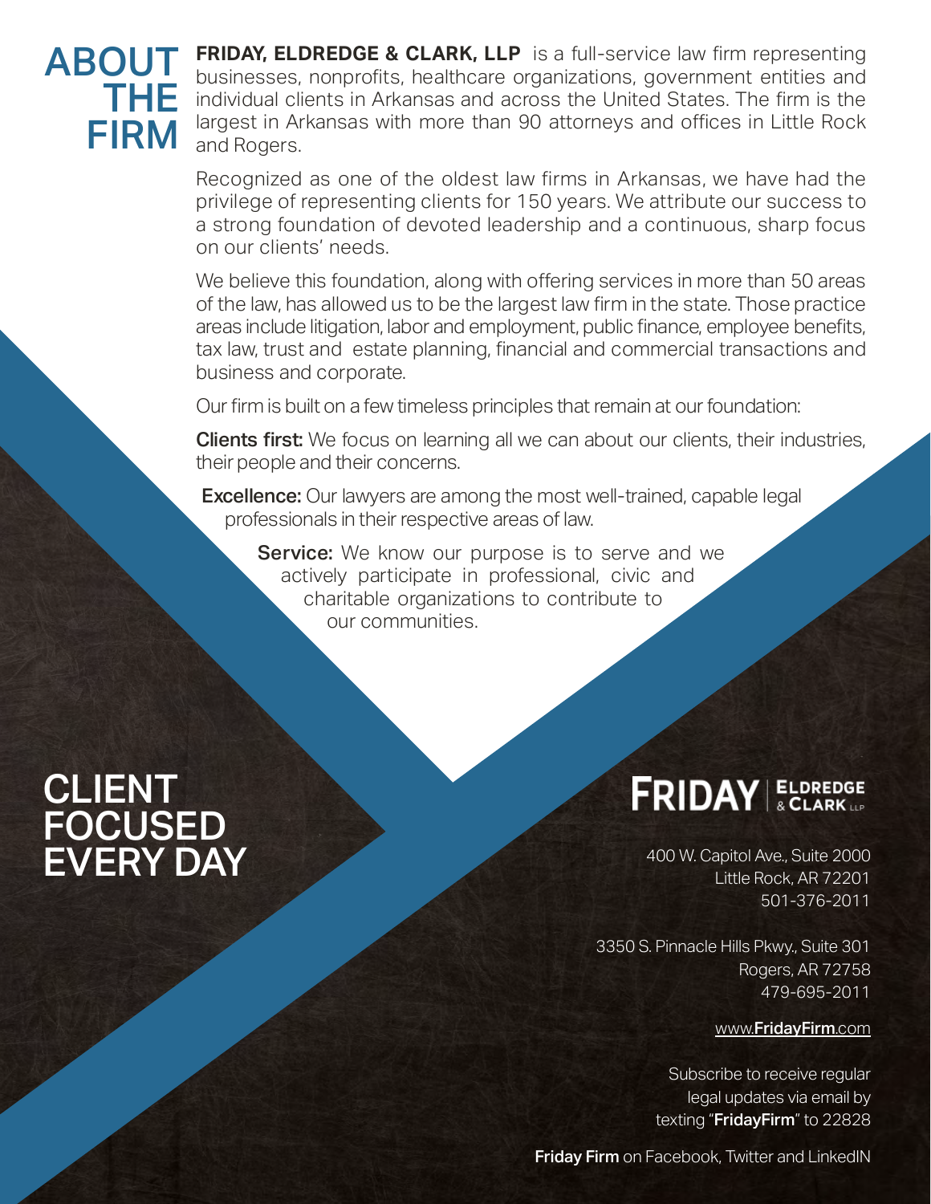# ABOUT THE FIRM

**FRIDAY, ELDREDGE & CLARK, LLP** is a full-service law firm representing businesses, nonprofits, healthcare organizations, government entities and individual clients in Arkansas and across the United States. The firm is the largest in Arkansas with more than 90 attorneys and offices in Little Rock and Rogers.

Recognized as one of the oldest law firms in Arkansas, we have had the privilege of representing clients for 150 years. We attribute our success to a strong foundation of devoted leadership and a continuous, sharp focus on our clients' needs.

We believe this foundation, along with offering services in more than 50 areas of the law, has allowed us to be the largest law firm in the state. Those practice areas include litigation, labor and employment, public finance, employee benefits, tax law, trust and estate planning, financial and commercial transactions and business and corporate.

Our firm is built on a few timeless principles that remain at our foundation:

**Clients first:** We focus on learning all we can about our clients, their industries, their people and their concerns.

**Excellence:** Our lawyers are among the most well-trained, capable legal professionals in their respective areas of law.

**Service:** We know our purpose is to serve and we actively participate in professional, civic and charitable organizations to contribute to our communities.

## CLIENT FOCUSED EVERY DAY

FRIDAY | ELDREDGE & CLARK LLP

400 W. Capitol Ave., Suite 2000
Little Rock, AR 72201
501-376-2011

3350 S. Pinnacle Hills Pkwy., Suite 301
Rogers, AR 72758
479-695-2011

www.**FridayFirm**.com

Subscribe to receive regular legal updates via email by texting "**FridayFirm**" to 22828

**Friday Firm** on Facebook, Twitter and LinkedIN